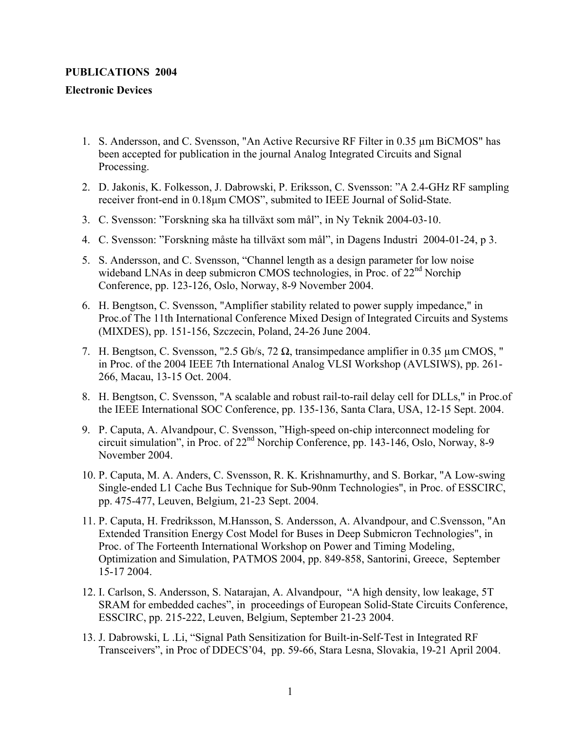**PUBLICATIONS 2004**

**Electronic Devices**

1. S. Andersson, and C. Svensson, "An Active Recursive RF Filter in 0.35 µm BiCMOS" has been accepted for publication in the journal Analog Integrated Circuits and Signal Processing.
2. D. Jakonis, K. Folkesson, J. Dabrowski, P. Eriksson, C. Svensson: "A 2.4-GHz RF sampling receiver front-end in 0.18µm CMOS", submited to IEEE Journal of Solid-State.
3. C. Svensson: "Forskning ska ha tillväxt som mål", in Ny Teknik 2004-03-10.
4. C. Svensson: "Forskning måste ha tillväxt som mål", in Dagens Industri 2004-01-24, p 3.
5. S. Andersson, and C. Svensson, "Channel length as a design parameter for low noise wideband LNAs in deep submicron CMOS technologies, in Proc. of 22nd Norchip Conference, pp. 123-126, Oslo, Norway, 8-9 November 2004.
6. H. Bengtson, C. Svensson, "Amplifier stability related to power supply impedance," in Proc.of The 11th International Conference Mixed Design of Integrated Circuits and Systems (MIXDES), pp. 151-156, Szczecin, Poland, 24-26 June 2004.
7. H. Bengtson, C. Svensson, "2.5 Gb/s, 72 Ω, transimpedance amplifier in 0.35 µm CMOS, " in Proc. of the 2004 IEEE 7th International Analog VLSI Workshop (AVLSIWS), pp. 261-266, Macau, 13-15 Oct. 2004.
8. H. Bengtson, C. Svensson, "A scalable and robust rail-to-rail delay cell for DLLs," in Proc.of the IEEE International SOC Conference, pp. 135-136, Santa Clara, USA, 12-15 Sept. 2004.
9. P. Caputa, A. Alvandpour, C. Svensson, "High-speed on-chip interconnect modeling for circuit simulation", in Proc. of 22nd Norchip Conference, pp. 143-146, Oslo, Norway, 8-9 November 2004.
10. P. Caputa, M. A. Anders, C. Svensson, R. K. Krishnamurthy, and S. Borkar, "A Low-swing Single-ended L1 Cache Bus Technique for Sub-90nm Technologies", in Proc. of ESSCIRC, pp. 475-477, Leuven, Belgium, 21-23 Sept. 2004.
11. P. Caputa, H. Fredriksson, M.Hansson, S. Andersson, A. Alvandpour, and C.Svensson, "An Extended Transition Energy Cost Model for Buses in Deep Submicron Technologies", in Proc. of The Forteenth International Workshop on Power and Timing Modeling, Optimization and Simulation, PATMOS 2004, pp. 849-858, Santorini, Greece, September 15-17 2004.
12. I. Carlson, S. Andersson, S. Natarajan, A. Alvandpour, "A high density, low leakage, 5T SRAM for embedded caches", in proceedings of European Solid-State Circuits Conference, ESSCIRC, pp. 215-222, Leuven, Belgium, September 21-23 2004.
13. J. Dabrowski, L .Li, "Signal Path Sensitization for Built-in-Self-Test in Integrated RF Transceivers", in Proc of DDECS'04, pp. 59-66, Stara Lesna, Slovakia, 19-21 April 2004.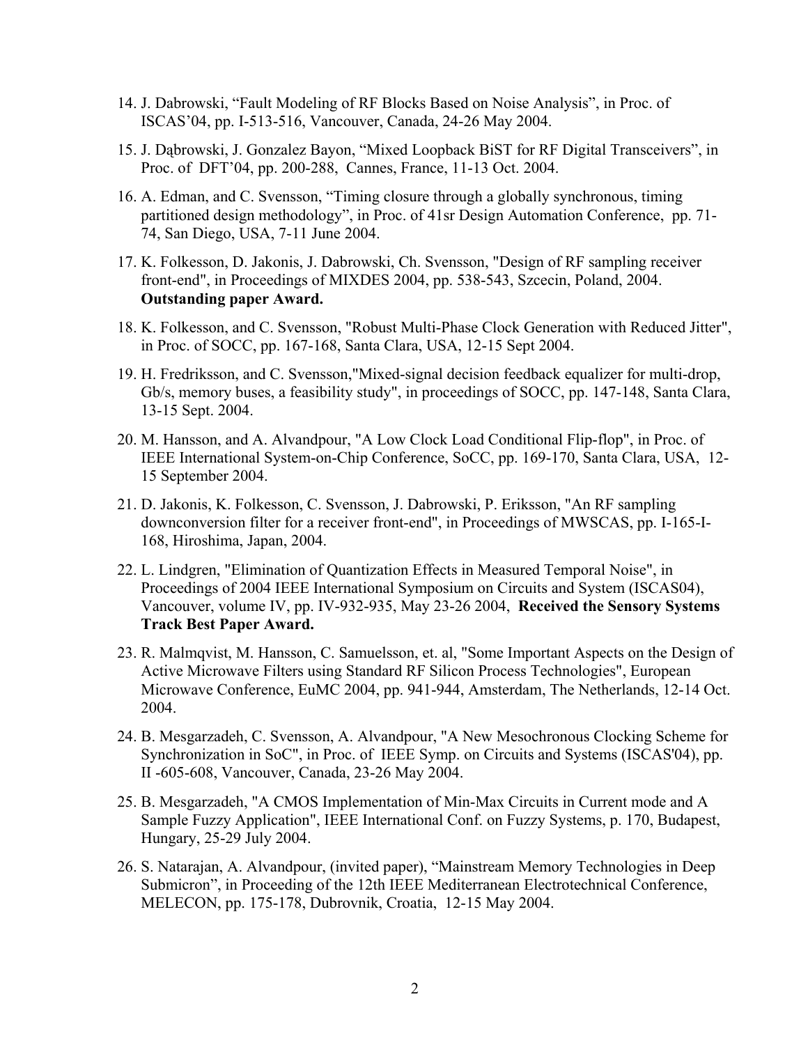14. J. Dabrowski, “Fault Modeling of RF Blocks Based on Noise Analysis”, in Proc. of ISCAS’04, pp. I-513-516, Vancouver, Canada, 24-26 May 2004.

15. J. Dąbrowski, J. Gonzalez Bayon, “Mixed Loopback BiST for RF Digital Transceivers”, in Proc. of DFT’04, pp. 200-288, Cannes, France, 11-13 Oct. 2004.

16. A. Edman, and C. Svensson, “Timing closure through a globally synchronous, timing partitioned design methodology”, in Proc. of 41sr Design Automation Conference, pp. 71-74, San Diego, USA, 7-11 June 2004.

17. K. Folkesson, D. Jakonis, J. Dabrowski, Ch. Svensson, "Design of RF sampling receiver front-end", in Proceedings of MIXDES 2004, pp. 538-543, Szcecin, Poland, 2004. **Outstanding paper Award.**

18. K. Folkesson, and C. Svensson, "Robust Multi-Phase Clock Generation with Reduced Jitter", in Proc. of SOCC, pp. 167-168, Santa Clara, USA, 12-15 Sept 2004.

19. H. Fredriksson, and C. Svensson,"Mixed-signal decision feedback equalizer for multi-drop, Gb/s, memory buses, a feasibility study", in proceedings of SOCC, pp. 147-148, Santa Clara, 13-15 Sept. 2004.

20. M. Hansson, and A. Alvandpour, "A Low Clock Load Conditional Flip-flop", in Proc. of IEEE International System-on-Chip Conference, SoCC, pp. 169-170, Santa Clara, USA, 12-15 September 2004.

21. D. Jakonis, K. Folkesson, C. Svensson, J. Dabrowski, P. Eriksson, "An RF sampling downconversion filter for a receiver front-end", in Proceedings of MWSCAS, pp. I-165-I-168, Hiroshima, Japan, 2004.

22. L. Lindgren, "Elimination of Quantization Effects in Measured Temporal Noise", in Proceedings of 2004 IEEE International Symposium on Circuits and System (ISCAS04), Vancouver, volume IV, pp. IV-932-935, May 23-26 2004, **Received the Sensory Systems Track Best Paper Award.**

23. R. Malmqvist, M. Hansson, C. Samuelsson, et. al, "Some Important Aspects on the Design of Active Microwave Filters using Standard RF Silicon Process Technologies", European Microwave Conference, EuMC 2004, pp. 941-944, Amsterdam, The Netherlands, 12-14 Oct. 2004.

24. B. Mesgarzadeh, C. Svensson, A. Alvandpour, "A New Mesochronous Clocking Scheme for Synchronization in SoC", in Proc. of IEEE Symp. on Circuits and Systems (ISCAS'04), pp. II -605-608, Vancouver, Canada, 23-26 May 2004.

25. B. Mesgarzadeh, "A CMOS Implementation of Min-Max Circuits in Current mode and A Sample Fuzzy Application", IEEE International Conf. on Fuzzy Systems, p. 170, Budapest, Hungary, 25-29 July 2004.

26. S. Natarajan, A. Alvandpour, (invited paper), “Mainstream Memory Technologies in Deep Submicron”, in Proceeding of the 12th IEEE Mediterranean Electrotechnical Conference, MELECON, pp. 175-178, Dubrovnik, Croatia, 12-15 May 2004.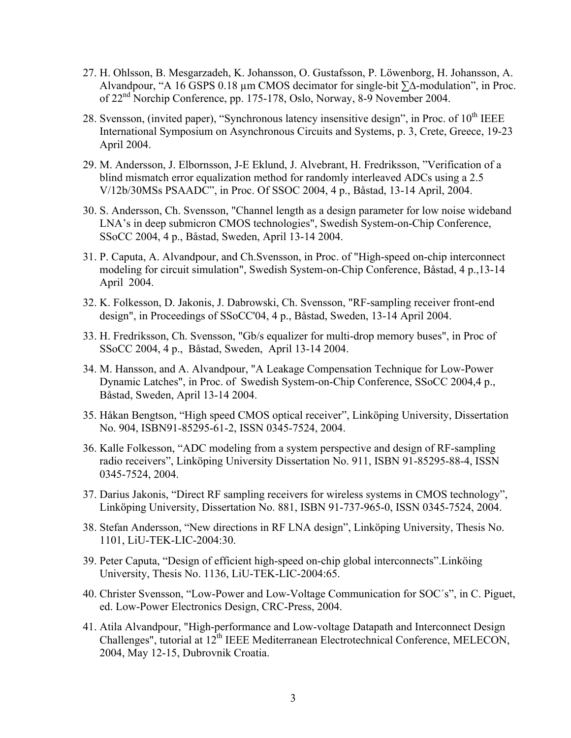27. H. Ohlsson, B. Mesgarzadeh, K. Johansson, O. Gustafsson, P. Löwenborg, H. Johansson, A. Alvandpour, “A 16 GSPS 0.18 µm CMOS decimator for single-bit ∑Δ-modulation”, in Proc. of 22nd Norchip Conference, pp. 175-178, Oslo, Norway, 8-9 November 2004.

28. Svensson, (invited paper), “Synchronous latency insensitive design”, in Proc. of 10th IEEE International Symposium on Asynchronous Circuits and Systems, p. 3, Crete, Greece, 19-23 April 2004.

29. M. Andersson, J. Elbornsson, J-E Eklund, J. Alvebrant, H. Fredriksson, ”Verification of a blind mismatch error equalization method for randomly interleaved ADCs using a 2.5 V/12b/30MSs PSAADC”, in Proc. Of SSOC 2004, 4 p., Båstad, 13-14 April, 2004.

30. S. Andersson, Ch. Svensson, "Channel length as a design parameter for low noise wideband LNA’s in deep submicron CMOS technologies", Swedish System-on-Chip Conference, SSoCC 2004, 4 p., Båstad, Sweden, April 13-14 2004.

31. P. Caputa, A. Alvandpour, and Ch.Svensson, in Proc. of "High-speed on-chip interconnect modeling for circuit simulation", Swedish System-on-Chip Conference, Båstad, 4 p.,13-14 April 2004.

32. K. Folkesson, D. Jakonis, J. Dabrowski, Ch. Svensson, "RF-sampling receiver front-end design", in Proceedings of SSoCC'04, 4 p., Båstad, Sweden, 13-14 April 2004.

33. H. Fredriksson, Ch. Svensson, "Gb/s equalizer for multi-drop memory buses", in Proc of SSoCC 2004, 4 p., Båstad, Sweden, April 13-14 2004.

34. M. Hansson, and A. Alvandpour, "A Leakage Compensation Technique for Low-Power Dynamic Latches", in Proc. of Swedish System-on-Chip Conference, SSoCC 2004,4 p., Båstad, Sweden, April 13-14 2004.

35. Håkan Bengtson, “High speed CMOS optical receiver”, Linköping University, Dissertation No. 904, ISBN91-85295-61-2, ISSN 0345-7524, 2004.

36. Kalle Folkesson, “ADC modeling from a system perspective and design of RF-sampling radio receivers”, Linköping University Dissertation No. 911, ISBN 91-85295-88-4, ISSN 0345-7524, 2004.

37. Darius Jakonis, “Direct RF sampling receivers for wireless systems in CMOS technology”, Linköping University, Dissertation No. 881, ISBN 91-737-965-0, ISSN 0345-7524, 2004.

38. Stefan Andersson, “New directions in RF LNA design”, Linköping University, Thesis No. 1101, LiU-TEK-LIC-2004:30.

39. Peter Caputa, “Design of efficient high-speed on-chip global interconnects”.Linköing University, Thesis No. 1136, LiU-TEK-LIC-2004:65.

40. Christer Svensson, “Low-Power and Low-Voltage Communication for SOC´s”, in C. Piguet, ed. Low-Power Electronics Design, CRC-Press, 2004.

41. Atila Alvandpour, "High-performance and Low-voltage Datapath and Interconnect Design Challenges", tutorial at 12th IEEE Mediterranean Electrotechnical Conference, MELECON, 2004, May 12-15, Dubrovnik Croatia.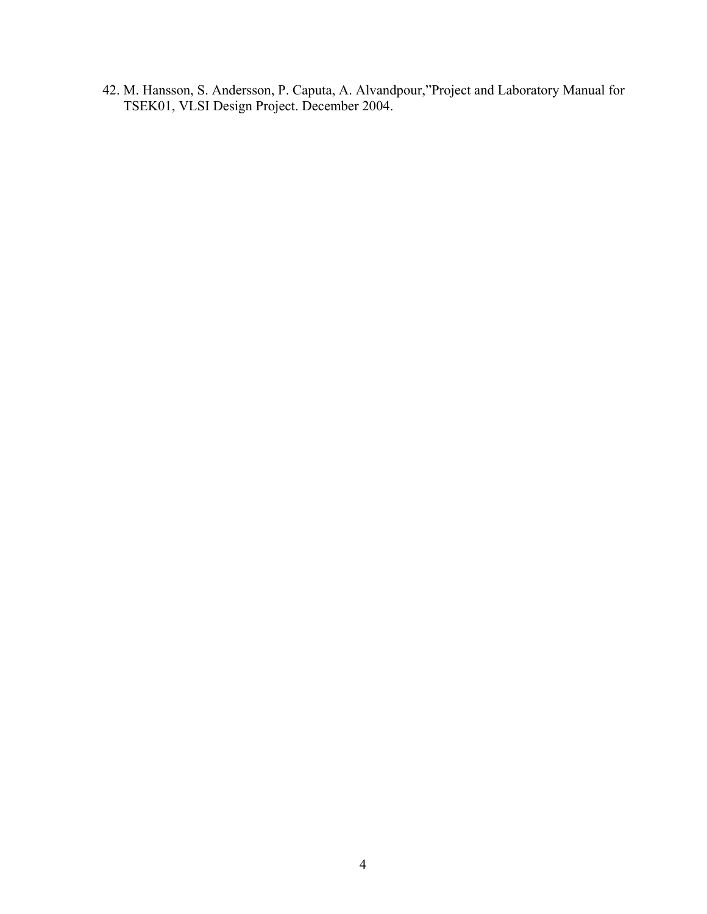42. M. Hansson, S. Andersson, P. Caputa, A. Alvandpour,"Project and Laboratory Manual for TSEK01, VLSI Design Project. December 2004.